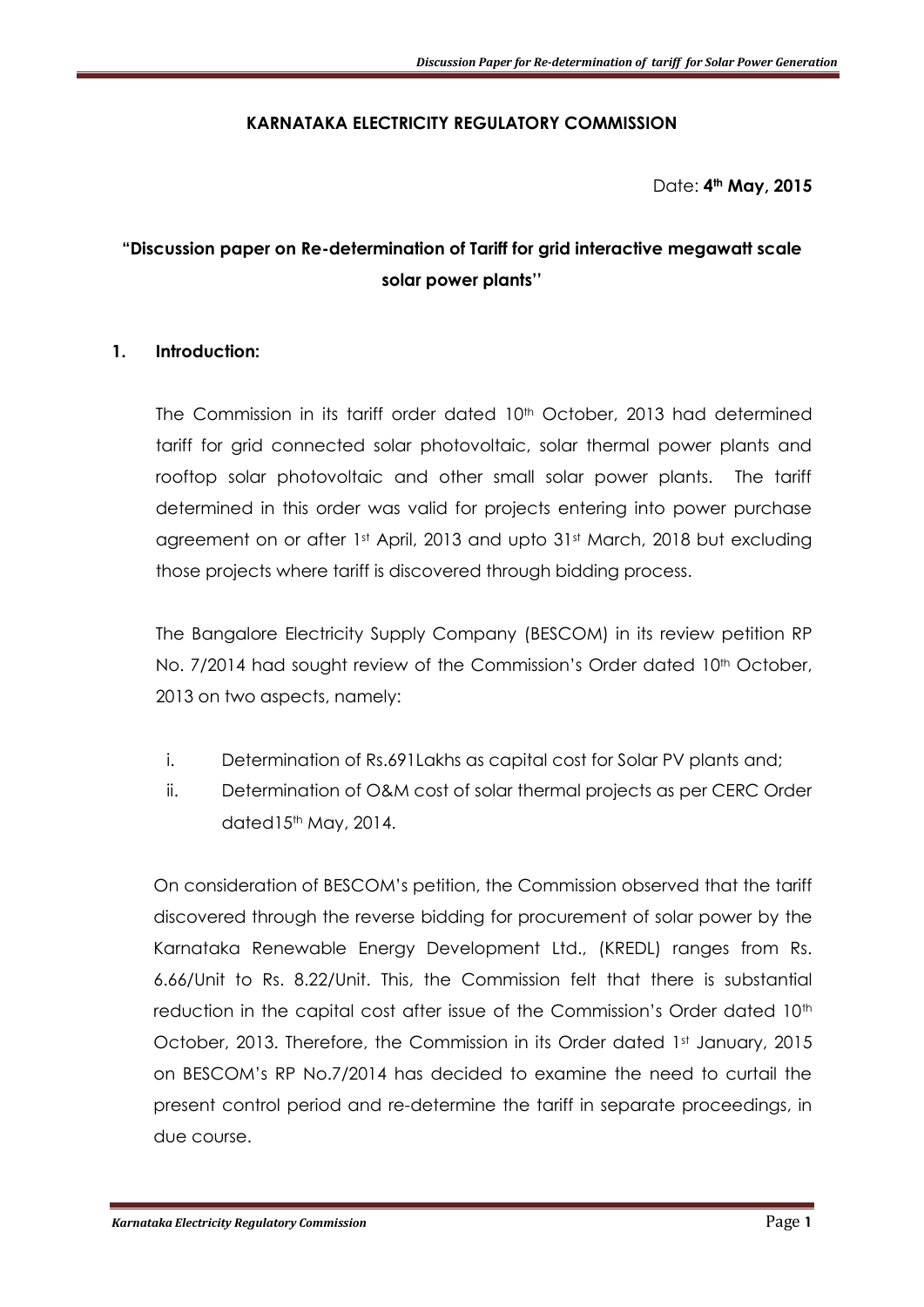**KARNATAKA ELECTRICITY REGULATORY COMMISSION**

Date: **4th May, 2015**

## "Discussion paper on Re-determination of Tariff for grid interactive megawatt scale solar power plants"

### 1. Introduction:

The Commission in its tariff order dated 10th October, 2013 had determined tariff for grid connected solar photovoltaic, solar thermal power plants and rooftop solar photovoltaic and other small solar power plants. The tariff determined in this order was valid for projects entering into power purchase agreement on or after 1st April, 2013 and upto 31st March, 2018 but excluding those projects where tariff is discovered through bidding process.

The Bangalore Electricity Supply Company (BESCOM) in its review petition RP No. 7/2014 had sought review of the Commission's Order dated 10th October, 2013 on two aspects, namely:

i. Determination of Rs.691Lakhs as capital cost for Solar PV plants and;

ii. Determination of O&M cost of solar thermal projects as per CERC Order dated15th May, 2014.

On consideration of BESCOM's petition, the Commission observed that the tariff discovered through the reverse bidding for procurement of solar power by the Karnataka Renewable Energy Development Ltd., (KREDL) ranges from Rs. 6.66/Unit to Rs. 8.22/Unit. This, the Commission felt that there is substantial reduction in the capital cost after issue of the Commission's Order dated 10th October, 2013. Therefore, the Commission in its Order dated 1st January, 2015 on BESCOM's RP No.7/2014 has decided to examine the need to curtail the present control period and re-determine the tariff in separate proceedings, in due course.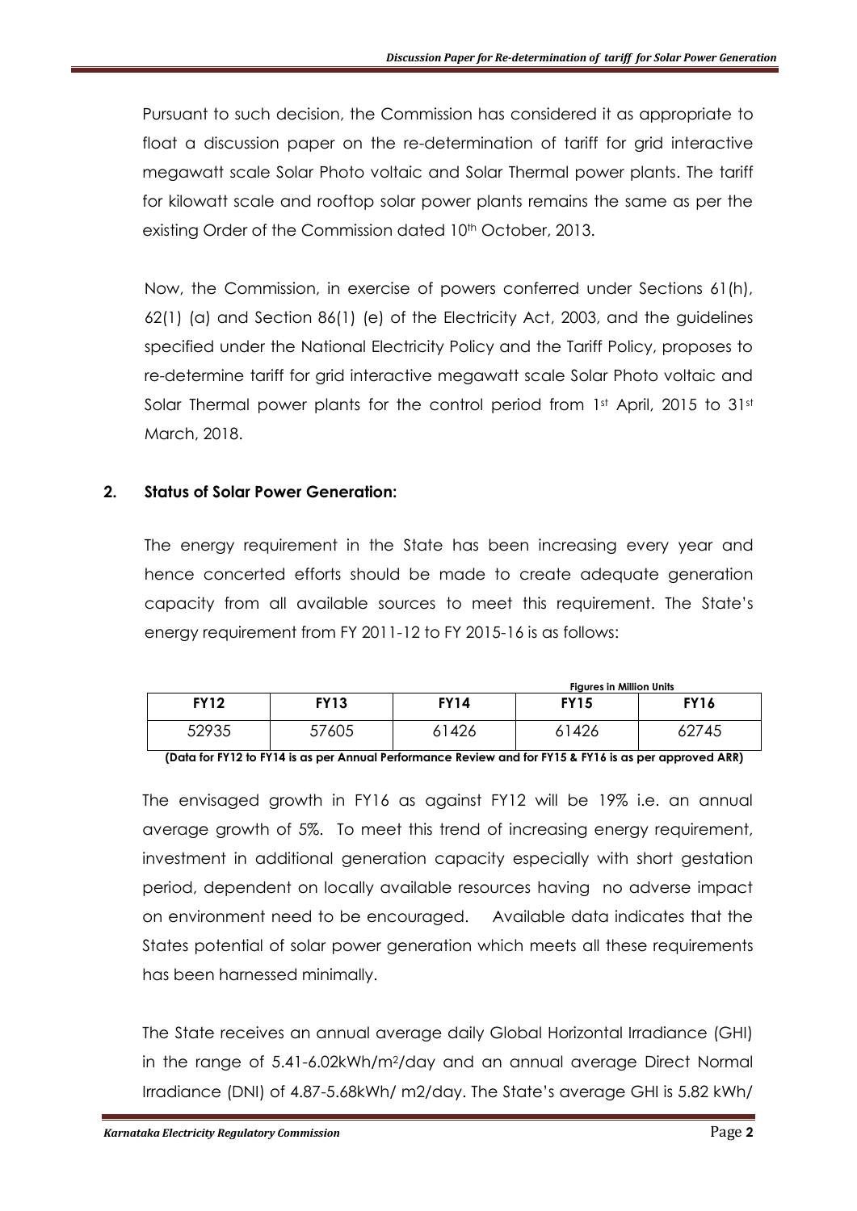Pursuant to such decision, the Commission has considered it as appropriate to float a discussion paper on the re-determination of tariff for grid interactive megawatt scale Solar Photo voltaic and Solar Thermal power plants. The tariff for kilowatt scale and rooftop solar power plants remains the same as per the existing Order of the Commission dated 10th October, 2013.

Now, the Commission, in exercise of powers conferred under Sections 61(h), 62(1) (a) and Section 86(1) (e) of the Electricity Act, 2003, and the guidelines specified under the National Electricity Policy and the Tariff Policy, proposes to re-determine tariff for grid interactive megawatt scale Solar Photo voltaic and Solar Thermal power plants for the control period from 1st April, 2015 to 31st March, 2018.

## 2. Status of Solar Power Generation:

The energy requirement in the State has been increasing every year and hence concerted efforts should be made to create adequate generation capacity from all available sources to meet this requirement. The State's energy requirement from FY 2011-12 to FY 2015-16 is as follows:

**Figures in Million Units**

| FY12 | FY13 | FY14 | FY15 | FY16 |
|---|---|---|---|---|
| 52935 | 57605 | 61426 | 61426 | 62745 |

**(Data for FY12 to FY14 is as per Annual Performance Review and for FY15 & FY16 is as per approved ARR)**

The envisaged growth in FY16 as against FY12 will be 19% i.e. an annual average growth of 5%. To meet this trend of increasing energy requirement, investment in additional generation capacity especially with short gestation period, dependent on locally available resources having no adverse impact on environment need to be encouraged. Available data indicates that the States potential of solar power generation which meets all these requirements has been harnessed minimally.

The State receives an annual average daily Global Horizontal Irradiance (GHI) in the range of 5.41-6.02kWh/m²/day and an annual average Direct Normal Irradiance (DNI) of 4.87-5.68kWh/ m2/day. The State's average GHI is 5.82 kWh/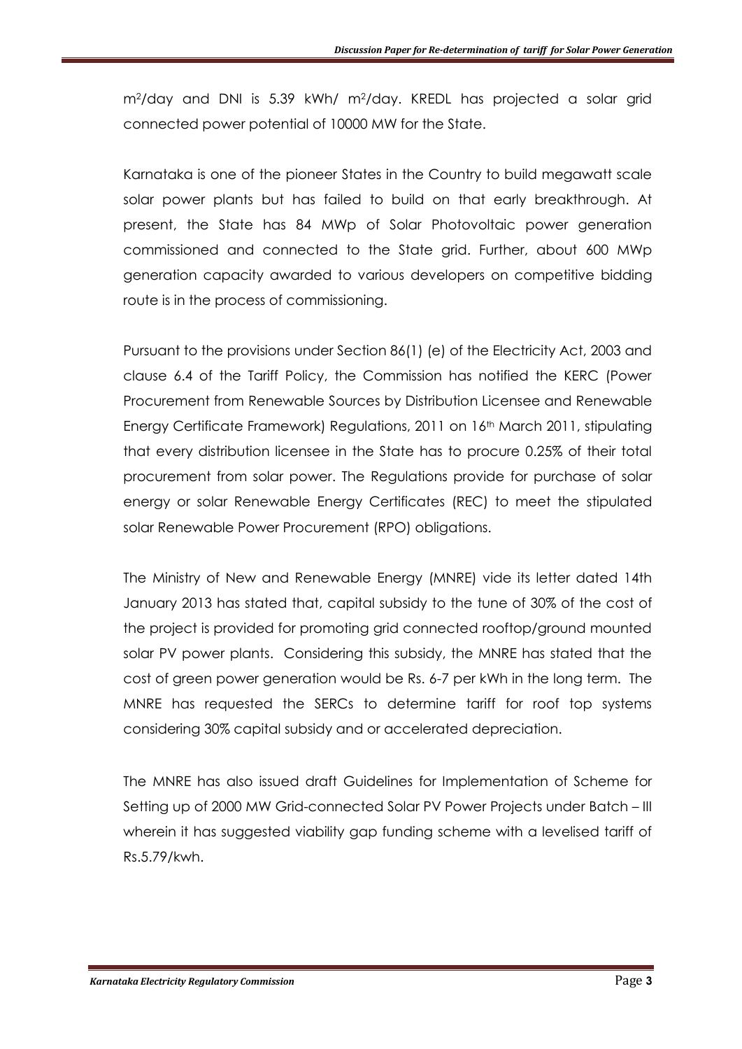m$^2$/day and DNI is 5.39 kWh/ m$^2$/day. KREDL has projected a solar grid connected power potential of 10000 MW for the State.

Karnataka is one of the pioneer States in the Country to build megawatt scale solar power plants but has failed to build on that early breakthrough. At present, the State has 84 MWp of Solar Photovoltaic power generation commissioned and connected to the State grid. Further, about 600 MWp generation capacity awarded to various developers on competitive bidding route is in the process of commissioning.

Pursuant to the provisions under Section 86(1) (e) of the Electricity Act, 2003 and clause 6.4 of the Tariff Policy, the Commission has notified the KERC (Power Procurement from Renewable Sources by Distribution Licensee and Renewable Energy Certificate Framework) Regulations, 2011 on 16th March 2011, stipulating that every distribution licensee in the State has to procure 0.25% of their total procurement from solar power. The Regulations provide for purchase of solar energy or solar Renewable Energy Certificates (REC) to meet the stipulated solar Renewable Power Procurement (RPO) obligations.

The Ministry of New and Renewable Energy (MNRE) vide its letter dated 14th January 2013 has stated that, capital subsidy to the tune of 30% of the cost of the project is provided for promoting grid connected rooftop/ground mounted solar PV power plants. Considering this subsidy, the MNRE has stated that the cost of green power generation would be Rs. 6-7 per kWh in the long term. The MNRE has requested the SERCs to determine tariff for roof top systems considering 30% capital subsidy and or accelerated depreciation.

The MNRE has also issued draft Guidelines for Implementation of Scheme for Setting up of 2000 MW Grid-connected Solar PV Power Projects under Batch – III wherein it has suggested viability gap funding scheme with a levelised tariff of Rs.5.79/kwh.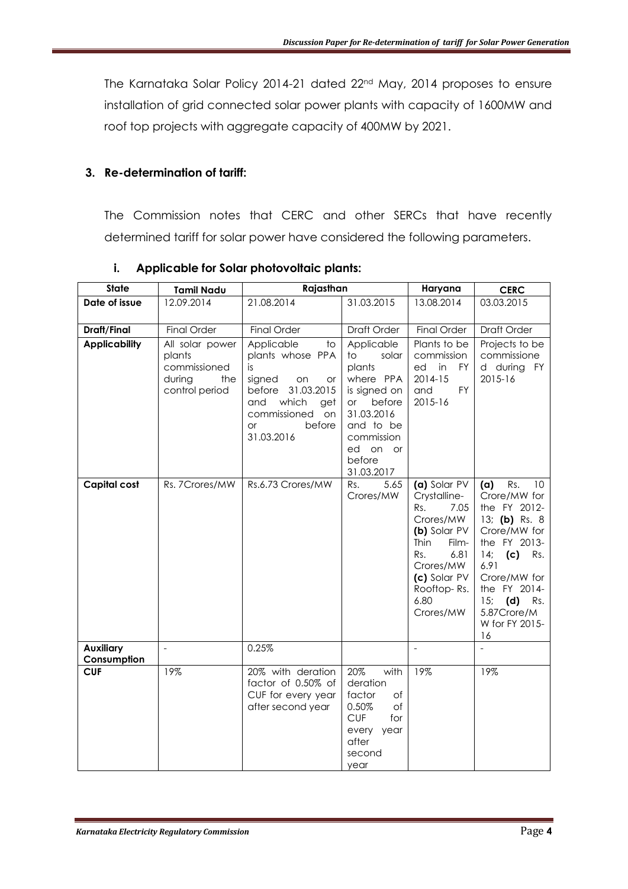The Karnataka Solar Policy 2014-21 dated 22nd May, 2014 proposes to ensure installation of grid connected solar power plants with capacity of 1600MW and roof top projects with aggregate capacity of 400MW by 2021.

## 3. Re-determination of tariff:

The Commission notes that CERC and other SERCs that have recently determined tariff for solar power have considered the following parameters.

### i. Applicable for Solar photovoltaic plants:

| State | Tamil Nadu | Rajasthan | | Haryana | CERC |
|---|---|---|---|---|---|
| **Date of issue** | 12.09.2014 | 21.08.2014 | 31.03.2015 | 13.08.2014 | 03.03.2015 |
| **Draft/Final** | Final Order | Final Order | Draft Order | Final Order | Draft Order |
| **Applicability** | All solar power plants commissioned during the control period | Applicable to plants whose PPA is signed on or before 31.03.2015 and which get commissioned on or before 31.03.2016 | Applicable to solar plants where PPA is signed on or before 31.03.2016 and to be commissioned on or before 31.03.2017 | Plants to be commissioned in FY 2014-15 and FY 2015-16 | Projects to be commissioned during FY 2015-16 |
| **Capital cost** | Rs. 7Crores/MW | Rs.6.73 Crores/MW | Rs. 5.65 Crores/MW | **(a)** Solar PV Crystalline- Rs. 7.05 Crores/MW **(b)** Solar PV Thin Film- Rs. 6.81 Crores/MW **(c)** Solar PV Rooftop- Rs. 6.80 Crores/MW | **(a)** Rs. 10 Crore/MW for the FY 2012-13; **(b)** Rs. 8 Crore/MW for the FY 2013-14; **(c)** Rs. 6.91 Crore/MW for the FY 2014-15; **(d)** Rs. 5.87Crore/MW for FY 2015-16 |
| **Auxiliary Consumption** | - | 0.25% | | - | - |
| **CUF** | 19% | 20% with deration factor of 0.50% of CUF for every year after second year | 20% with deration factor of 0.50% of CUF for every year after second year | 19% | 19% |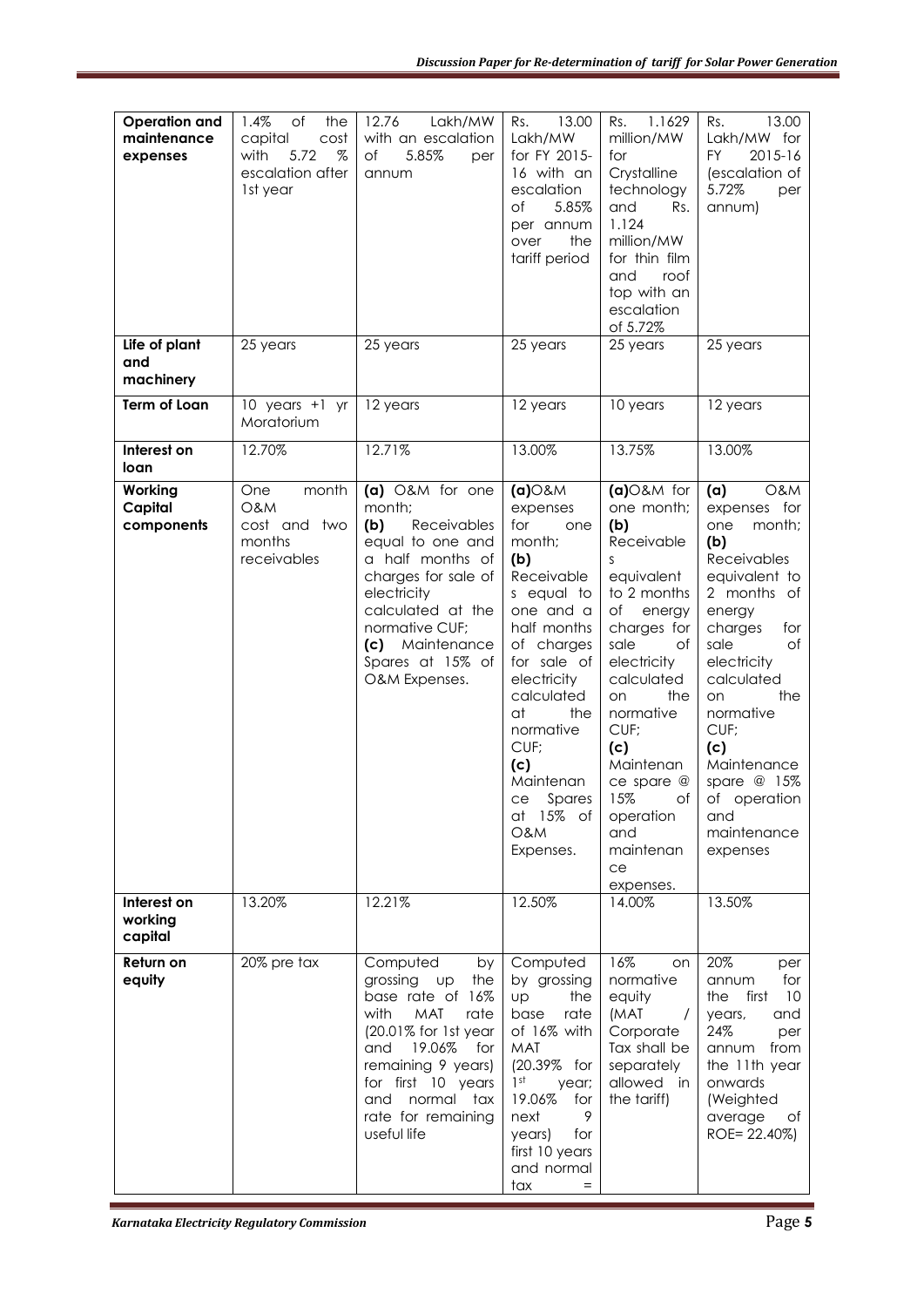| **Operation and maintenance expenses** | 1.4% of the capital cost with 5.72 % escalation after 1st year | 12.76 Lakh/MW with an escalation of 5.85% per annum | Rs. 13.00 Lakh/MW for FY 2015-16 with an escalation of 5.85% per annum over the tariff period | Rs. 1.1629 million/MW for Crystalline technology and Rs. 1.124 million/MW for thin film and roof top with an escalation of 5.72% | Rs. 13.00 Lakh/MW for FY 2015-16 (escalation of 5.72% per annum) |
|---|---|---|---|---|---|
| **Life of plant and machinery** | 25 years | 25 years | 25 years | 25 years | 25 years |
| **Term of Loan** | 10 years +1 yr Moratorium | 12 years | 12 years | 10 years | 12 years |
| **Interest on loan** | 12.70% | 12.71% | 13.00% | 13.75% | 13.00% |
| **Working Capital components** | One month O&M cost and two months receivables | **(a)** O&M for one month; **(b)** Receivables equal to one and a half months of charges for sale of electricity calculated at the normative CUF; **(c)** Maintenance Spares at 15% of O&M Expenses. | **(a)**O&M expenses for one month; **(b)** Receivables equal to one and a half months of charges for sale of electricity calculated at the normative CUF; **(c)** Maintenance Spares at 15% of O&M Expenses. | **(a)**O&M for one month; **(b)** Receivables equivalent to 2 months of energy charges for sale of electricity calculated on the normative CUF; **(c)** Maintenance spare @ 15% of operation and maintenance expenses. | **(a)** O&M expenses for one month; **(b)** Receivables equivalent to 2 months of energy charges for sale of electricity calculated on the normative CUF; **(c)** Maintenance spare @ 15% of operation and maintenance expenses |
| **Interest on working capital** | 13.20% | 12.21% | 12.50% | 14.00% | 13.50% |
| **Return on equity** | 20% pre tax | Computed by grossing up the base rate of 16% with MAT rate (20.01% for 1st year and 19.06% for remaining 9 years) for first 10 years and normal tax rate for remaining useful life | Computed by grossing up the base rate of 16% with MAT (20.39% for 1st year; 19.06% for next 9 years) for first 10 years and normal tax = | 16% on normative equity (MAT / Corporate Tax shall be separately allowed in the tariff) | 20% per annum for the first 10 years, and 24% per annum from the 11th year onwards (Weighted average of ROE= 22.40%) |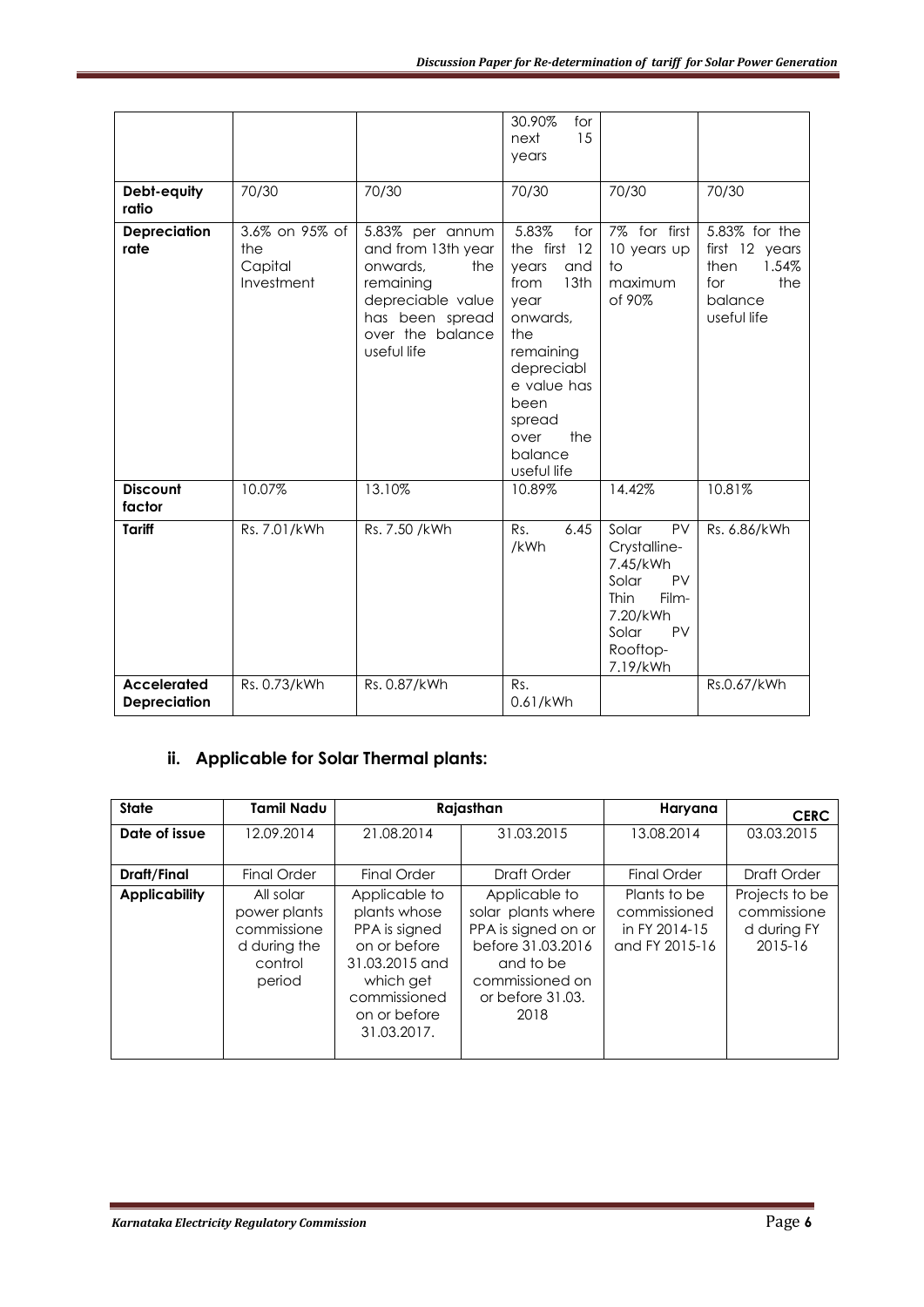| | | | | | |
|---|---|---|---|---|---|
| | | | 30.90% for next 15 years | | |
| **Debt-equity ratio** | 70/30 | 70/30 | 70/30 | 70/30 | 70/30 |
| **Depreciation rate** | 3.6% on 95% of the Capital Investment | 5.83% per annum and from 13th year onwards, the remaining depreciable value has been spread over the balance useful life | 5.83% for the first 12 years and from 13th year onwards, the remaining depreciable value has been spread over the balance useful life | 7% for first 10 years up to maximum of 90% | 5.83% for the first 12 years then 1.54% for the balance useful life |
| **Discount factor** | 10.07% | 13.10% | 10.89% | 14.42% | 10.81% |
| **Tariff** | Rs. 7.01/kWh | Rs. 7.50 /kWh | Rs. 6.45 /kWh | Solar PV Crystalline- 7.45/kWh Solar PV Thin Film- 7.20/kWh Solar PV Rooftop- 7.19/kWh | Rs. 6.86/kWh |
| **Accelerated Depreciation** | Rs. 0.73/kWh | Rs. 0.87/kWh | Rs. 0.61/kWh | | Rs.0.67/kWh |

## ii. Applicable for Solar Thermal plants:

| State | Tamil Nadu | Rajasthan | | Haryana | CERC |
|---|---|---|---|---|---|
| **Date of issue** | 12.09.2014 | 21.08.2014 | 31.03.2015 | 13.08.2014 | 03.03.2015 |
| **Draft/Final** | Final Order | Final Order | Draft Order | Final Order | Draft Order |
| **Applicability** | All solar power plants commissioned during the control period | Applicable to plants whose PPA is signed on or before 31.03.2015 and which get commissioned on or before 31.03.2017. | Applicable to solar plants where PPA is signed on or before 31.03.2016 and to be commissioned on or before 31.03. 2018 | Plants to be commissioned in FY 2014-15 and FY 2015-16 | Projects to be commissioned during FY 2015-16 |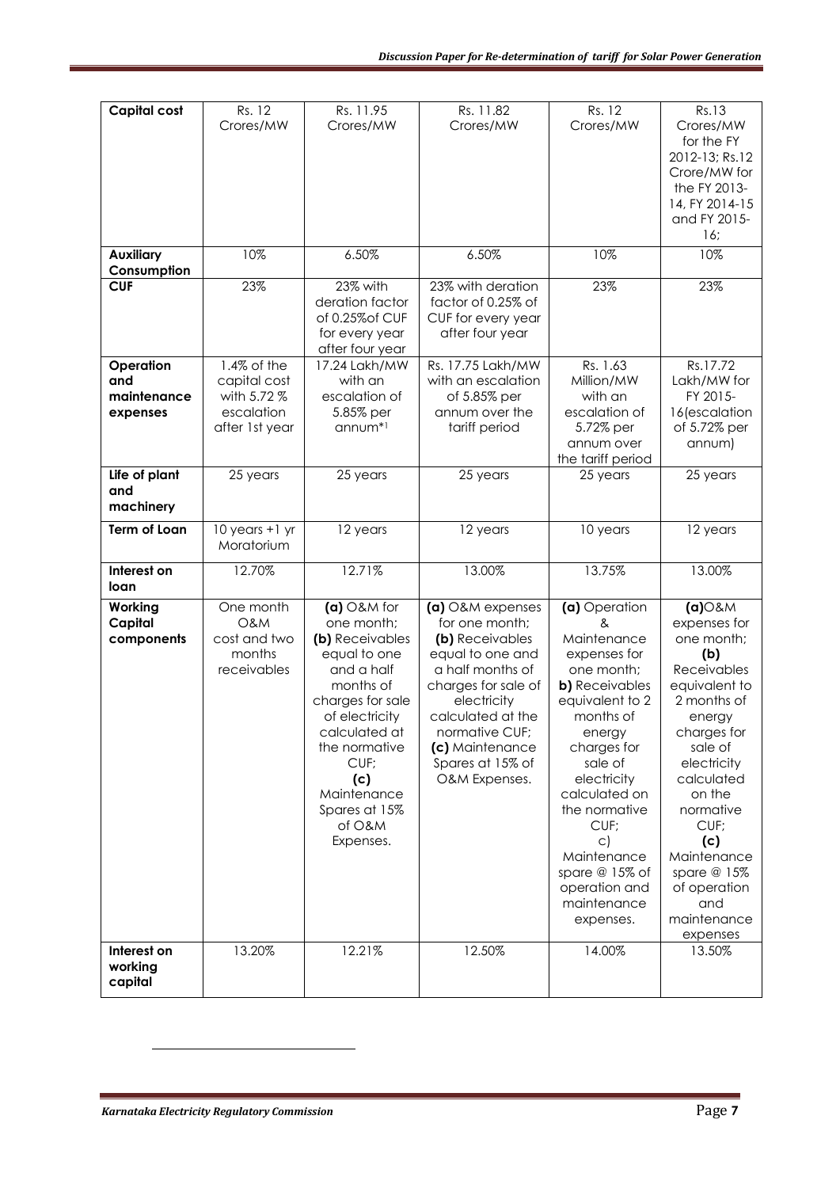| Capital cost | Rs. 12 Crores/MW | Rs. 11.95 Crores/MW | Rs. 11.82 Crores/MW | Rs. 12 Crores/MW | Rs.13 Crores/MW for the FY 2012-13; Rs.12 Crore/MW for the FY 2013-14, FY 2014-15 and FY 2015-16; |
|---|---|---|---|---|---|
| **Auxiliary Consumption** | 10% | 6.50% | 6.50% | 10% | 10% |
| **CUF** | 23% | 23% with deration factor of 0.25%of CUF for every year after four year | 23% with deration factor of 0.25% of CUF for every year after four year | 23% | 23% |
| **Operation and maintenance expenses** | 1.4% of the capital cost with 5.72 % escalation after 1st year | 17.24 Lakh/MW with an escalation of 5.85% per annum*[1] | Rs. 17.75 Lakh/MW with an escalation of 5.85% per annum over the tariff period | Rs. 1.63 Million/MW with an escalation of 5.72% per annum over the tariff period | Rs.17.72 Lakh/MW for FY 2015-16(escalation of 5.72% per annum) |
| **Life of plant and machinery** | 25 years | 25 years | 25 years | 25 years | 25 years |
| **Term of Loan** | 10 years +1 yr Moratorium | 12 years | 12 years | 10 years | 12 years |
| **Interest on loan** | 12.70% | 12.71% | 13.00% | 13.75% | 13.00% |
| **Working Capital components** | One month O&M cost and two months receivables | **(a)** O&M for one month; **(b)** Receivables equal to one and a half months of charges for sale of electricity calculated at the normative CUF; **(c)** Maintenance Spares at 15% of O&M Expenses. | **(a)** O&M expenses for one month; **(b)** Receivables equal to one and a half months of charges for sale of electricity calculated at the normative CUF; **(c)** Maintenance Spares at 15% of O&M Expenses. | **(a)** Operation & Maintenance expenses for one month; **b)** Receivables equivalent to 2 months of energy charges for sale of electricity calculated on the normative CUF; c) Maintenance spare @ 15% of operation and maintenance expenses. | **(a)**O&M expenses for one month; **(b)** Receivables equivalent to 2 months of energy charges for sale of electricity calculated on the normative CUF; **(c)** Maintenance spare @ 15% of operation and maintenance expenses |
| **Interest on working capital** | 13.20% | 12.21% | 12.50% | 14.00% | 13.50% |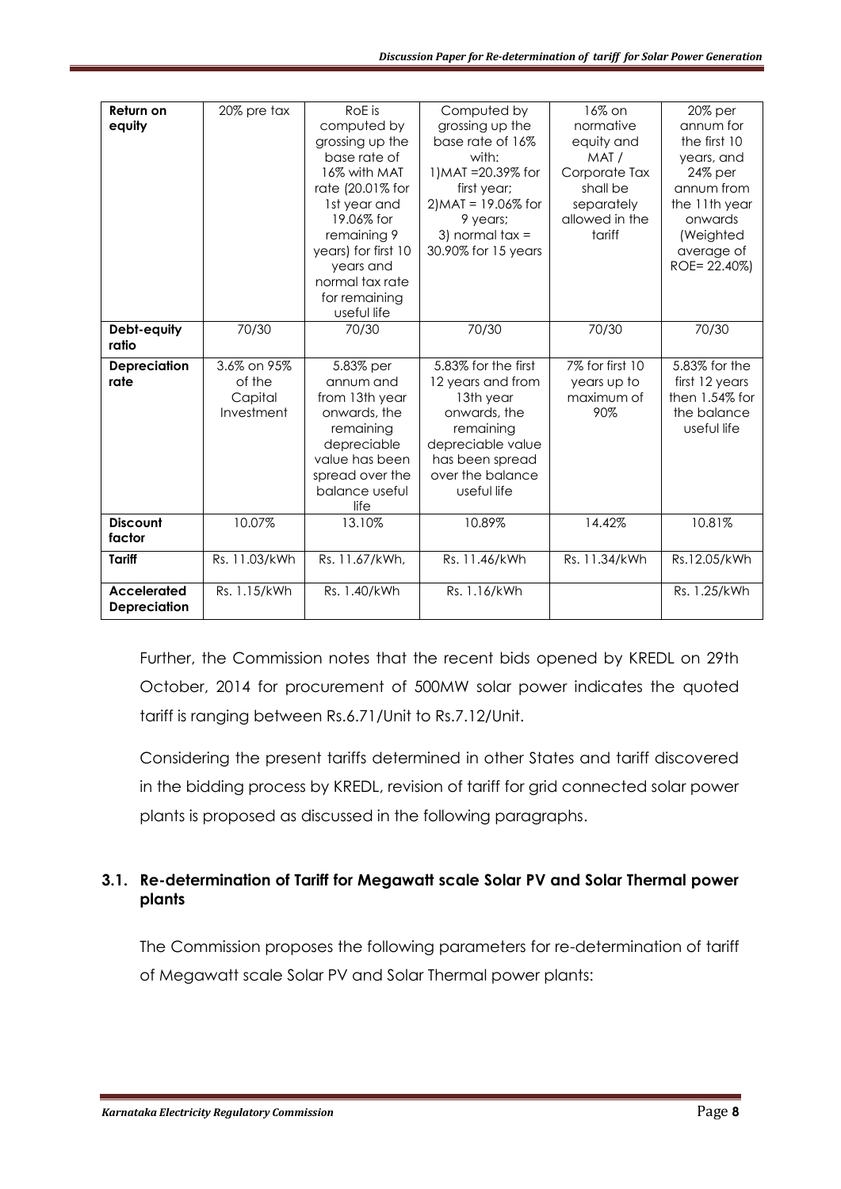| **Return on equity** | 20% pre tax | RoE is computed by grossing up the base rate of 16% with MAT rate (20.01% for 1st year and 19.06% for remaining 9 years) for first 10 years and normal tax rate for remaining useful life | Computed by grossing up the base rate of 16% with: 1)MAT =20.39% for first year; 2)MAT = 19.06% for 9 years; 3) normal tax = 30.90% for 15 years | 16% on normative equity and MAT / Corporate Tax shall be separately allowed in the tariff | 20% per annum for the first 10 years, and 24% per annum from the 11th year onwards (Weighted average of ROE= 22.40%) |
|---|---|---|---|---|---|
| **Debt-equity ratio** | 70/30 | 70/30 | 70/30 | 70/30 | 70/30 |
| **Depreciation rate** | 3.6% on 95% of the Capital Investment | 5.83% per annum and from 13th year onwards, the remaining depreciable value has been spread over the balance useful life | 5.83% for the first 12 years and from 13th year onwards, the remaining depreciable value has been spread over the balance useful life | 7% for first 10 years up to maximum of 90% | 5.83% for the first 12 years then 1.54% for the balance useful life |
| **Discount factor** | 10.07% | 13.10% | 10.89% | 14.42% | 10.81% |
| **Tariff** | Rs. 11.03/kWh | Rs. 11.67/kWh, | Rs. 11.46/kWh | Rs. 11.34/kWh | Rs.12.05/kWh |
| **Accelerated Depreciation** | Rs. 1.15/kWh | Rs. 1.40/kWh | Rs. 1.16/kWh | | Rs. 1.25/kWh |

Further, the Commission notes that the recent bids opened by KREDL on 29th October, 2014 for procurement of 500MW solar power indicates the quoted tariff is ranging between Rs.6.71/Unit to Rs.7.12/Unit.

Considering the present tariffs determined in other States and tariff discovered in the bidding process by KREDL, revision of tariff for grid connected solar power plants is proposed as discussed in the following paragraphs.

### 3.1. Re-determination of Tariff for Megawatt scale Solar PV and Solar Thermal power plants

The Commission proposes the following parameters for re-determination of tariff of Megawatt scale Solar PV and Solar Thermal power plants: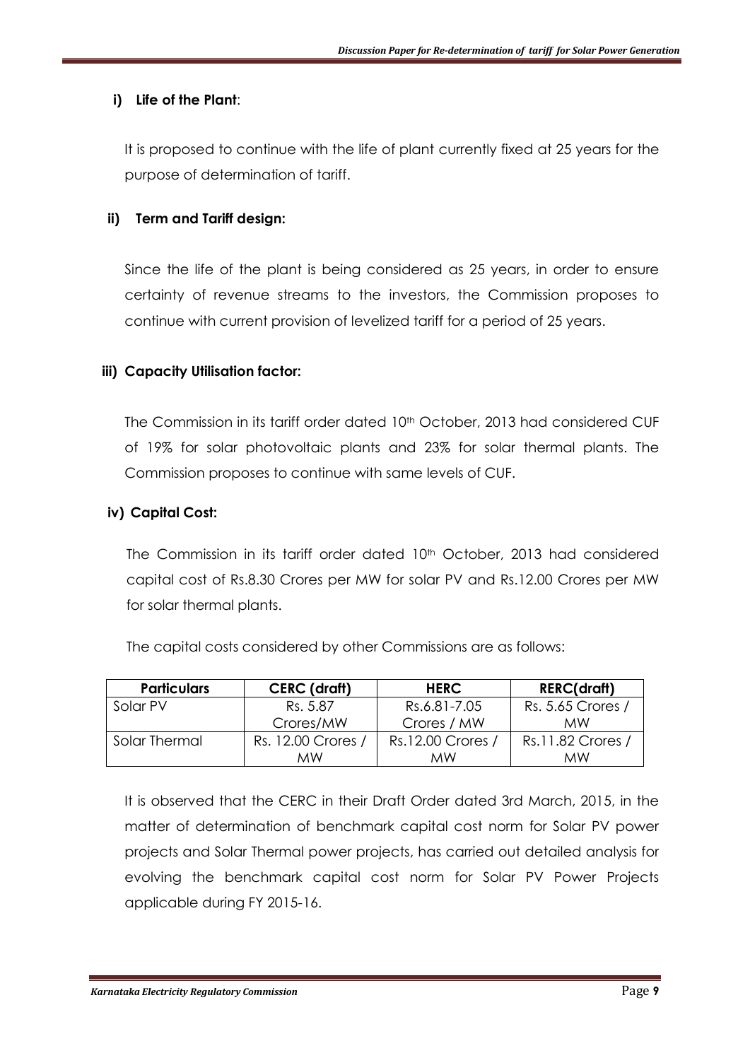**i) Life of the Plant**:

It is proposed to continue with the life of plant currently fixed at 25 years for the purpose of determination of tariff.

**ii) Term and Tariff design:**

Since the life of the plant is being considered as 25 years, in order to ensure certainty of revenue streams to the investors, the Commission proposes to continue with current provision of levelized tariff for a period of 25 years.

**iii) Capacity Utilisation factor:**

The Commission in its tariff order dated 10th October, 2013 had considered CUF of 19% for solar photovoltaic plants and 23% for solar thermal plants. The Commission proposes to continue with same levels of CUF.

**iv) Capital Cost:**

The Commission in its tariff order dated 10th October, 2013 had considered capital cost of Rs.8.30 Crores per MW for solar PV and Rs.12.00 Crores per MW for solar thermal plants.

The capital costs considered by other Commissions are as follows:

| Particulars | CERC (draft) | HERC | RERC(draft) |
|---|---|---|---|
| Solar PV | Rs. 5.87 Crores/MW | Rs.6.81-7.05 Crores / MW | Rs. 5.65 Crores / MW |
| Solar Thermal | Rs. 12.00 Crores / MW | Rs.12.00 Crores / MW | Rs.11.82 Crores / MW |

It is observed that the CERC in their Draft Order dated 3rd March, 2015, in the matter of determination of benchmark capital cost norm for Solar PV power projects and Solar Thermal power projects, has carried out detailed analysis for evolving the benchmark capital cost norm for Solar PV Power Projects applicable during FY 2015-16.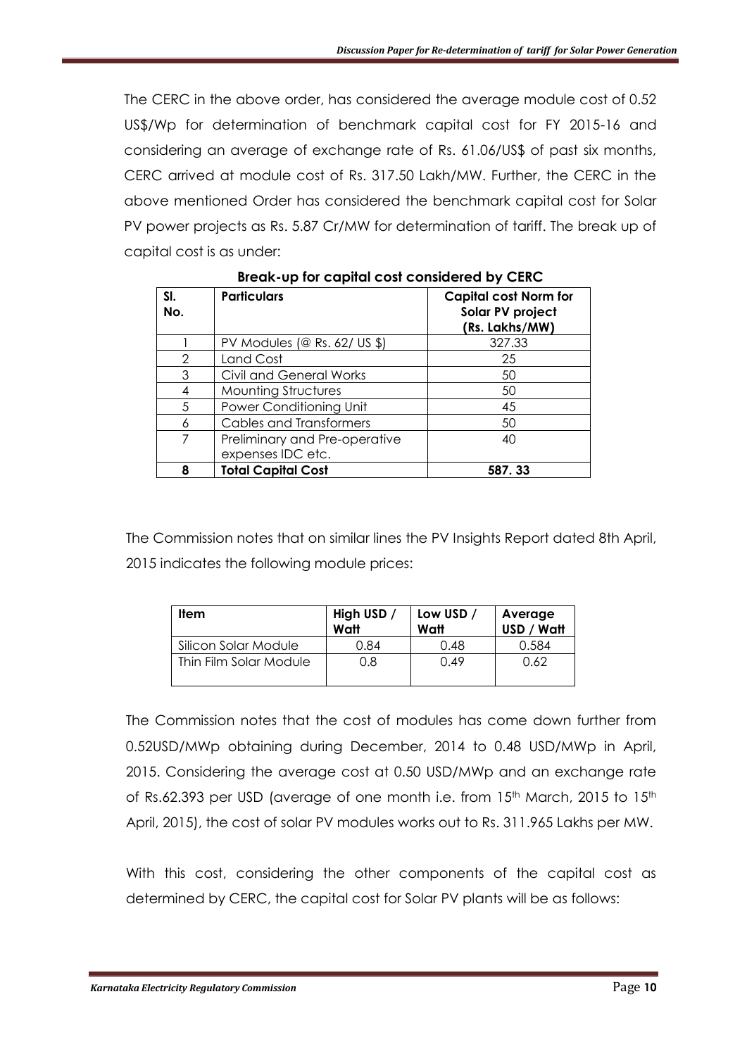The CERC in the above order, has considered the average module cost of 0.52 US$/Wp for determination of benchmark capital cost for FY 2015-16 and considering an average of exchange rate of Rs. 61.06/US$ of past six months, CERC arrived at module cost of Rs. 317.50 Lakh/MW. Further, the CERC in the above mentioned Order has considered the benchmark capital cost for Solar PV power projects as Rs. 5.87 Cr/MW for determination of tariff. The break up of capital cost is as under:

**Break-up for capital cost considered by CERC**

| Sl. No. | Particulars | Capital cost Norm for Solar PV project (Rs. Lakhs/MW) |
|---|---|---|
| 1 | PV Modules (@ Rs. 62/ US $) | 327.33 |
| 2 | Land Cost | 25 |
| 3 | Civil and General Works | 50 |
| 4 | Mounting Structures | 50 |
| 5 | Power Conditioning Unit | 45 |
| 6 | Cables and Transformers | 50 |
| 7 | Preliminary and Pre-operative expenses IDC etc. | 40 |
| **8** | **Total Capital Cost** | **587. 33** |

The Commission notes that on similar lines the PV Insights Report dated 8th April, 2015 indicates the following module prices:

| Item | High USD / Watt | Low USD / Watt | Average USD / Watt |
|---|---|---|---|
| Silicon Solar Module | 0.84 | 0.48 | 0.584 |
| Thin Film Solar Module | 0.8 | 0.49 | 0.62 |

The Commission notes that the cost of modules has come down further from 0.52USD/MWp obtaining during December, 2014 to 0.48 USD/MWp in April, 2015. Considering the average cost at 0.50 USD/MWp and an exchange rate of Rs.62.393 per USD (average of one month i.e. from 15th March, 2015 to 15th April, 2015), the cost of solar PV modules works out to Rs. 311.965 Lakhs per MW.

With this cost, considering the other components of the capital cost as determined by CERC, the capital cost for Solar PV plants will be as follows: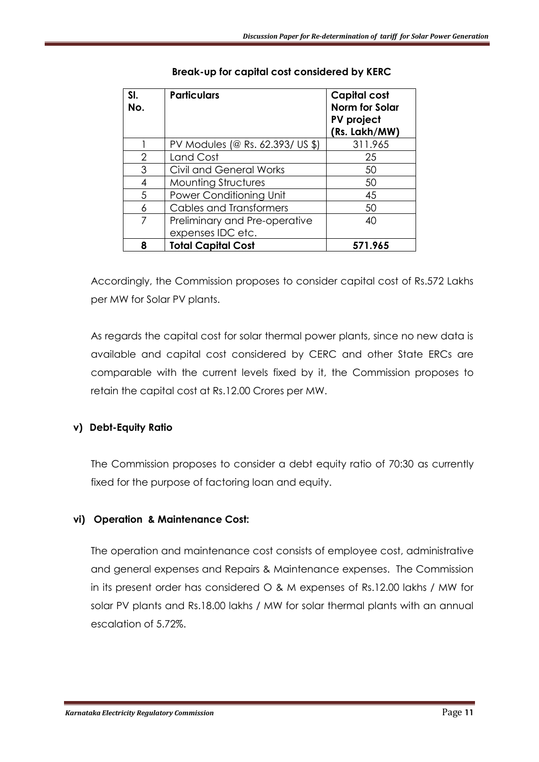**Break-up for capital cost considered by KERC**

| Sl. No. | Particulars | Capital cost Norm for Solar PV project (Rs. Lakh/MW) |
|---|---|---|
| 1 | PV Modules (@ Rs. 62.393/ US $) | 311.965 |
| 2 | Land Cost | 25 |
| 3 | Civil and General Works | 50 |
| 4 | Mounting Structures | 50 |
| 5 | Power Conditioning Unit | 45 |
| 6 | Cables and Transformers | 50 |
| 7 | Preliminary and Pre-operative expenses IDC etc. | 40 |
| **8** | **Total Capital Cost** | **571.965** |

Accordingly, the Commission proposes to consider capital cost of Rs.572 Lakhs per MW for Solar PV plants.

As regards the capital cost for solar thermal power plants, since no new data is available and capital cost considered by CERC and other State ERCs are comparable with the current levels fixed by it, the Commission proposes to retain the capital cost at Rs.12.00 Crores per MW.

**v) Debt-Equity Ratio**

The Commission proposes to consider a debt equity ratio of 70:30 as currently fixed for the purpose of factoring loan and equity.

**vi) Operation & Maintenance Cost:**

The operation and maintenance cost consists of employee cost, administrative and general expenses and Repairs & Maintenance expenses. The Commission in its present order has considered O & M expenses of Rs.12.00 lakhs / MW for solar PV plants and Rs.18.00 lakhs / MW for solar thermal plants with an annual escalation of 5.72%.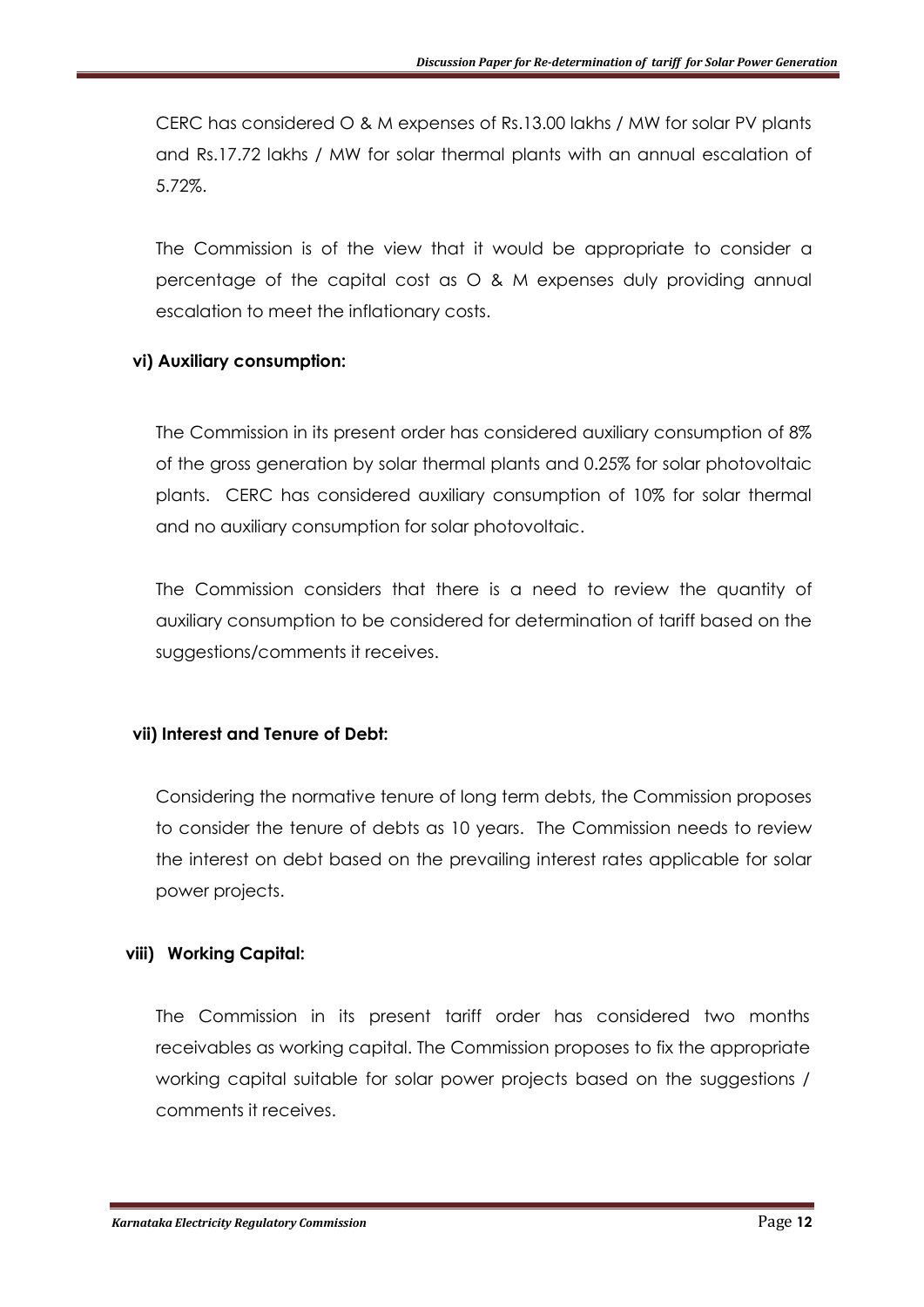CERC has considered O & M expenses of Rs.13.00 lakhs / MW for solar PV plants and Rs.17.72 lakhs / MW for solar thermal plants with an annual escalation of 5.72%.

The Commission is of the view that it would be appropriate to consider a percentage of the capital cost as O & M expenses duly providing annual escalation to meet the inflationary costs.

**vi) Auxiliary consumption:**

The Commission in its present order has considered auxiliary consumption of 8% of the gross generation by solar thermal plants and 0.25% for solar photovoltaic plants. CERC has considered auxiliary consumption of 10% for solar thermal and no auxiliary consumption for solar photovoltaic.

The Commission considers that there is a need to review the quantity of auxiliary consumption to be considered for determination of tariff based on the suggestions/comments it receives.

**vii) Interest and Tenure of Debt:**

Considering the normative tenure of long term debts, the Commission proposes to consider the tenure of debts as 10 years. The Commission needs to review the interest on debt based on the prevailing interest rates applicable for solar power projects.

**viii) Working Capital:**

The Commission in its present tariff order has considered two months receivables as working capital. The Commission proposes to fix the appropriate working capital suitable for solar power projects based on the suggestions / comments it receives.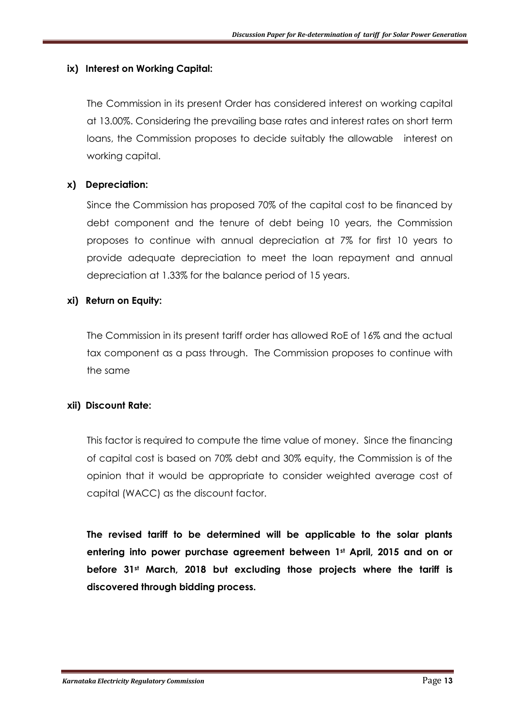### ix) Interest on Working Capital:

The Commission in its present Order has considered interest on working capital at 13.00%. Considering the prevailing base rates and interest rates on short term loans, the Commission proposes to decide suitably the allowable interest on working capital.

### x) Depreciation:

Since the Commission has proposed 70% of the capital cost to be financed by debt component and the tenure of debt being 10 years, the Commission proposes to continue with annual depreciation at 7% for first 10 years to provide adequate depreciation to meet the loan repayment and annual depreciation at 1.33% for the balance period of 15 years.

### xi) Return on Equity:

The Commission in its present tariff order has allowed RoE of 16% and the actual tax component as a pass through. The Commission proposes to continue with the same

### xii) Discount Rate:

This factor is required to compute the time value of money. Since the financing of capital cost is based on 70% debt and 30% equity, the Commission is of the opinion that it would be appropriate to consider weighted average cost of capital (WACC) as the discount factor.

**The revised tariff to be determined will be applicable to the solar plants entering into power purchase agreement between 1st April, 2015 and on or before 31st March, 2018 but excluding those projects where the tariff is discovered through bidding process.**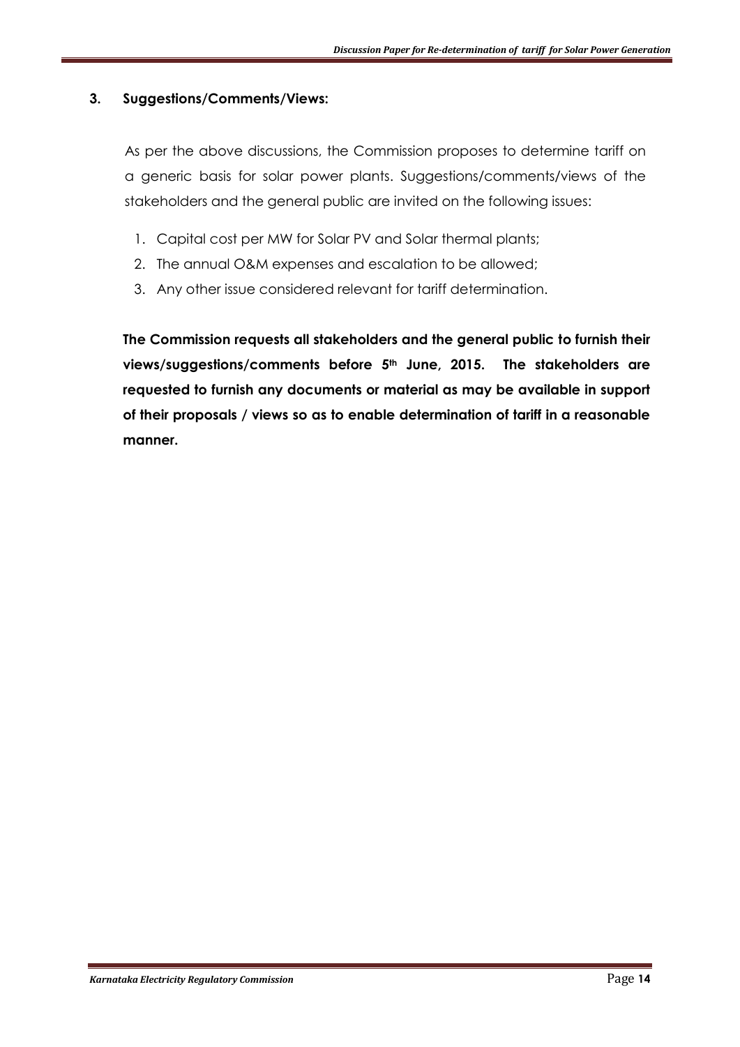### 3. Suggestions/Comments/Views:

As per the above discussions, the Commission proposes to determine tariff on a generic basis for solar power plants. Suggestions/comments/views of the stakeholders and the general public are invited on the following issues:

1. Capital cost per MW for Solar PV and Solar thermal plants;
2. The annual O&M expenses and escalation to be allowed;
3. Any other issue considered relevant for tariff determination.

**The Commission requests all stakeholders and the general public to furnish their views/suggestions/comments before 5th June, 2015. The stakeholders are requested to furnish any documents or material as may be available in support of their proposals / views so as to enable determination of tariff in a reasonable manner.**